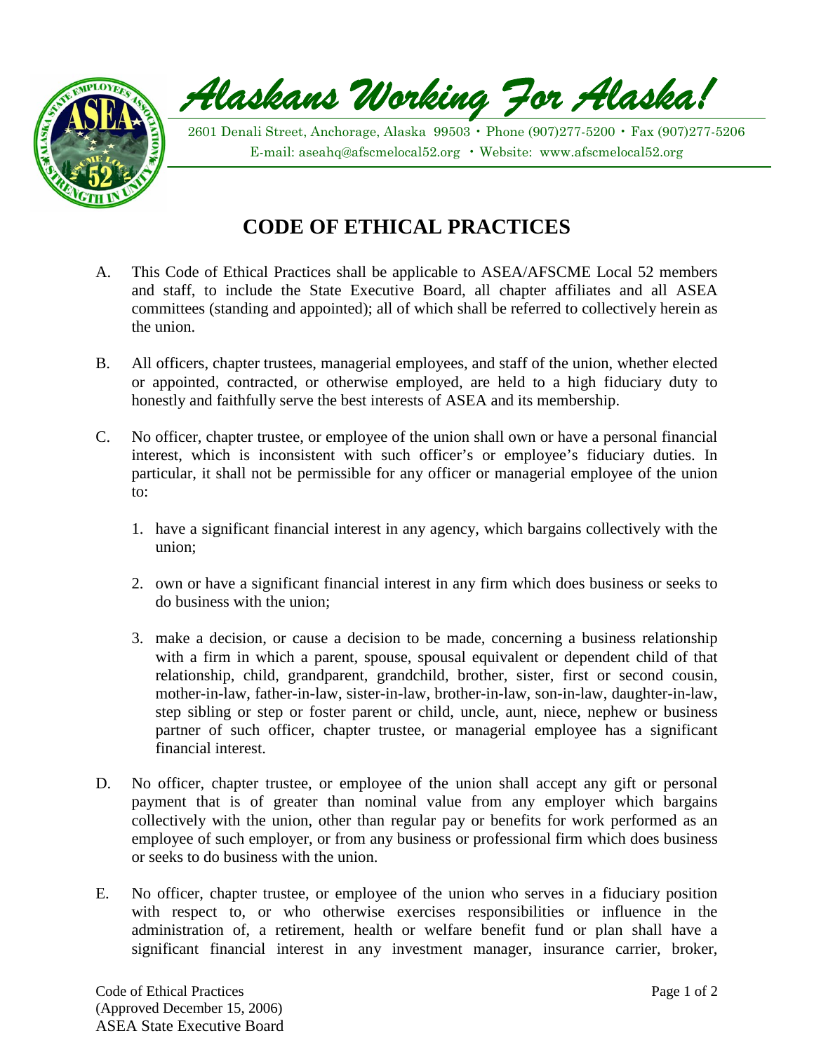*Alaskans Working For Alaska!*

2601 Denali Street, Anchorage, Alaska 99503 • Phone (907)277-5200 • Fax (907)277-5206
E-mail: aseahq@afscmelocal52.org • Website: www.afscmelocal52.org

# CODE OF ETHICAL PRACTICES

A. This Code of Ethical Practices shall be applicable to ASEA/AFSCME Local 52 members and staff, to include the State Executive Board, all chapter affiliates and all ASEA committees (standing and appointed); all of which shall be referred to collectively herein as the union.

B. All officers, chapter trustees, managerial employees, and staff of the union, whether elected or appointed, contracted, or otherwise employed, are held to a high fiduciary duty to honestly and faithfully serve the best interests of ASEA and its membership.

C. No officer, chapter trustee, or employee of the union shall own or have a personal financial interest, which is inconsistent with such officer's or employee's fiduciary duties. In particular, it shall not be permissible for any officer or managerial employee of the union to:

1. have a significant financial interest in any agency, which bargains collectively with the union;
2. own or have a significant financial interest in any firm which does business or seeks to do business with the union;
3. make a decision, or cause a decision to be made, concerning a business relationship with a firm in which a parent, spouse, spousal equivalent or dependent child of that relationship, child, grandparent, grandchild, brother, sister, first or second cousin, mother-in-law, father-in-law, sister-in-law, brother-in-law, son-in-law, daughter-in-law, step sibling or step or foster parent or child, uncle, aunt, niece, nephew or business partner of such officer, chapter trustee, or managerial employee has a significant financial interest.

D. No officer, chapter trustee, or employee of the union shall accept any gift or personal payment that is of greater than nominal value from any employer which bargains collectively with the union, other than regular pay or benefits for work performed as an employee of such employer, or from any business or professional firm which does business or seeks to do business with the union.

E. No officer, chapter trustee, or employee of the union who serves in a fiduciary position with respect to, or who otherwise exercises responsibilities or influence in the administration of, a retirement, health or welfare benefit fund or plan shall have a significant financial interest in any investment manager, insurance carrier, broker,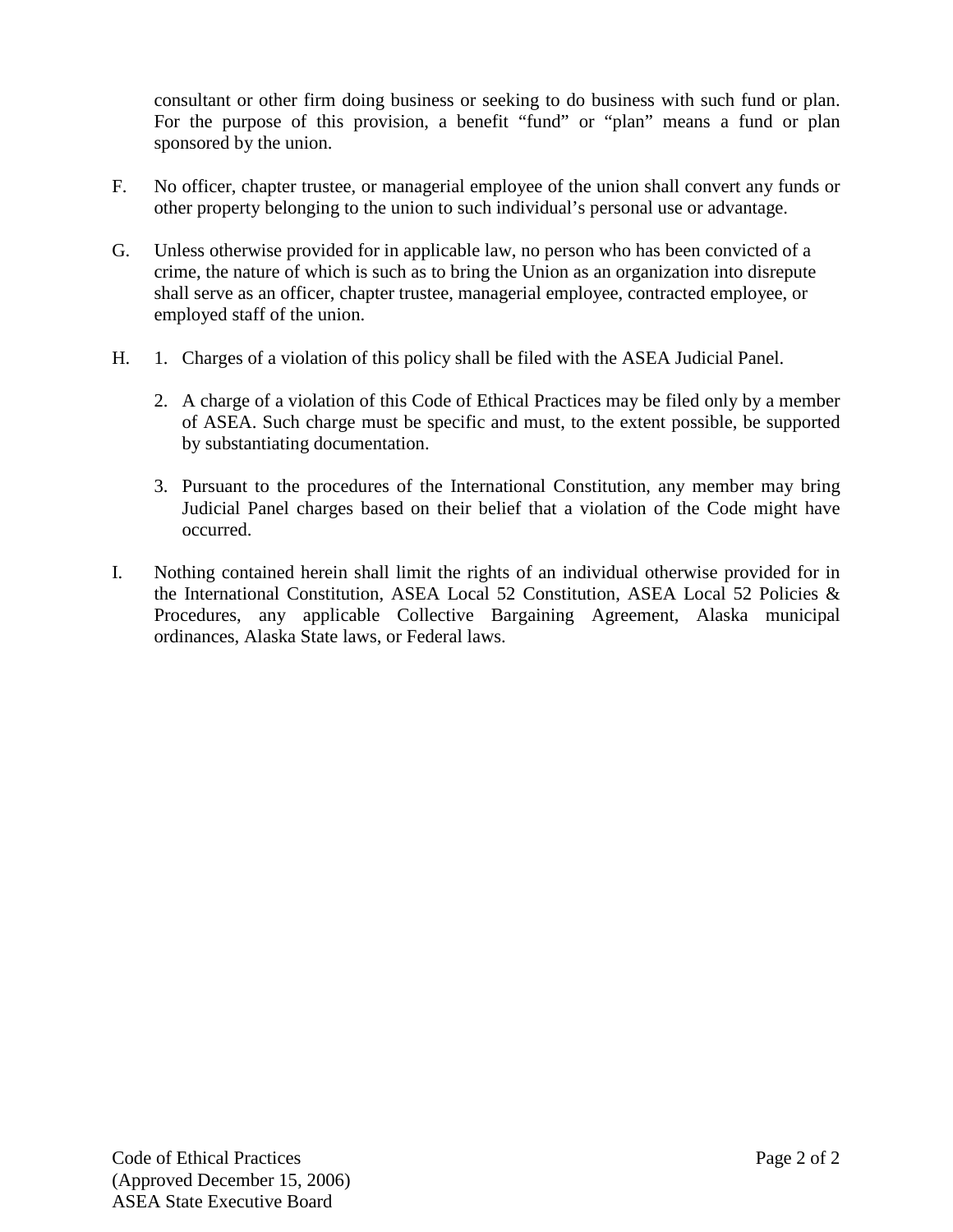consultant or other firm doing business or seeking to do business with such fund or plan. For the purpose of this provision, a benefit "fund" or "plan" means a fund or plan sponsored by the union.

F. No officer, chapter trustee, or managerial employee of the union shall convert any funds or other property belonging to the union to such individual's personal use or advantage.

G. Unless otherwise provided for in applicable law, no person who has been convicted of a crime, the nature of which is such as to bring the Union as an organization into disrepute shall serve as an officer, chapter trustee, managerial employee, contracted employee, or employed staff of the union.

H. 1. Charges of a violation of this policy shall be filed with the ASEA Judicial Panel.

   2. A charge of a violation of this Code of Ethical Practices may be filed only by a member of ASEA. Such charge must be specific and must, to the extent possible, be supported by substantiating documentation.

   3. Pursuant to the procedures of the International Constitution, any member may bring Judicial Panel charges based on their belief that a violation of the Code might have occurred.

I. Nothing contained herein shall limit the rights of an individual otherwise provided for in the International Constitution, ASEA Local 52 Constitution, ASEA Local 52 Policies & Procedures, any applicable Collective Bargaining Agreement, Alaska municipal ordinances, Alaska State laws, or Federal laws.

Code of Ethical Practices
(Approved December 15, 2006)
ASEA State Executive Board